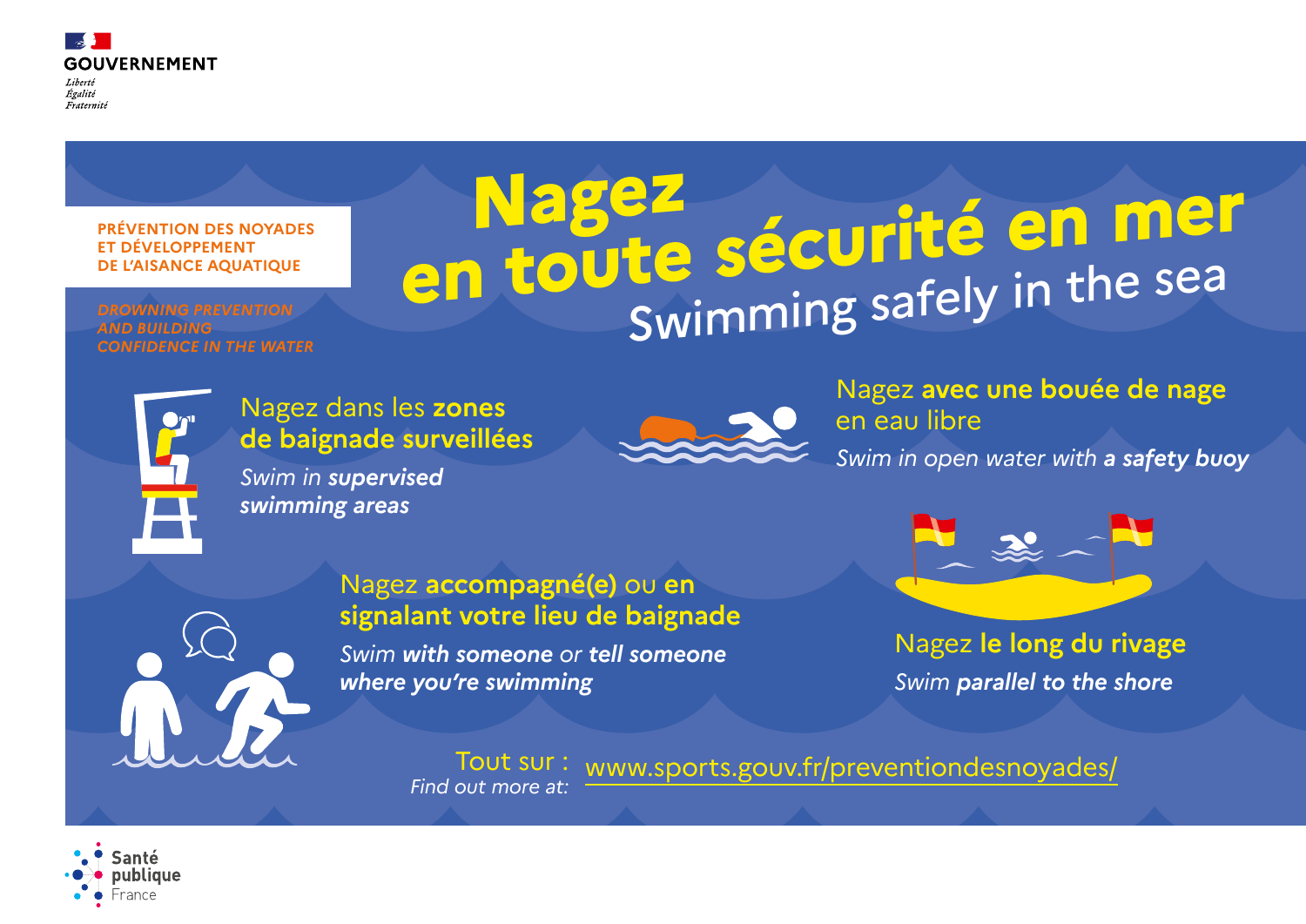GOUVERNEMENT

*Liberté*
*Égalité*
*Fraternité*

**PRÉVENTION DES NOYADES ET DÉVELOPPEMENT DE L'AISANCE AQUATIQUE**

***DROWNING PREVENTION AND BUILDING CONFIDENCE IN THE WATER***

# Nagez en toute sécurité en mer

## Swimming safely in the sea

Nagez dans les **zones de baignade surveillées**

*Swim in **supervised swimming areas***

Nagez **avec une bouée de nage** en eau libre

*Swim in open water with **a safety buoy***

Nagez **accompagné(e)** ou **en signalant votre lieu de baignade**

*Swim **with someone** or **tell someone where you're swimming***

Nagez **le long du rivage**

*Swim **parallel to the shore***

Tout sur : www.sports.gouv.fr/preventiondesnoyades/

*Find out more at:*

Santé publique France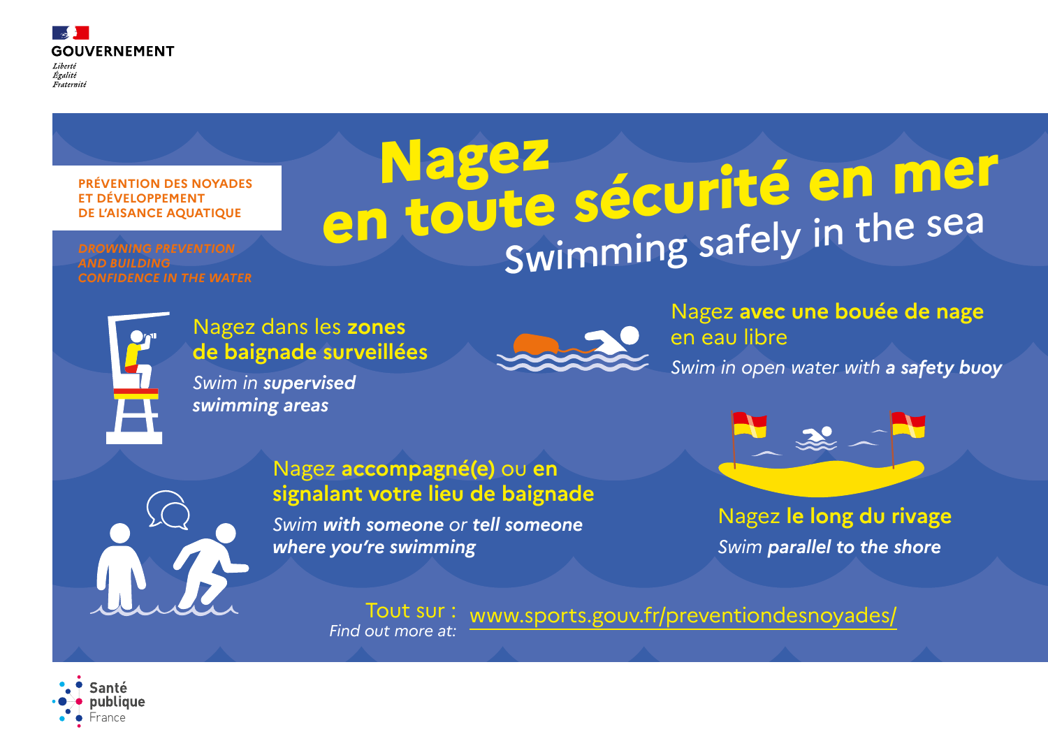GOUVERNEMENT

*Liberté*
*Égalité*
*Fraternité*

**PRÉVENTION DES NOYADES ET DÉVELOPPEMENT DE L'AISANCE AQUATIQUE**

***DROWNING PREVENTION AND BUILDING CONFIDENCE IN THE WATER***

# Nagez en toute sécurité en mer

## Swimming safely in the sea

Nagez dans les **zones de baignade surveillées**

*Swim in **supervised swimming areas***

Nagez **avec une bouée de nage** en eau libre

*Swim in open water with **a safety buoy***

Nagez **accompagné(e)** ou **en signalant votre lieu de baignade**

*Swim **with someone** or **tell someone where you're swimming***

Nagez **le long du rivage**

*Swim **parallel to the shore***

Tout sur : www.sports.gouv.fr/preventiondesnoyades/

*Find out more at:*

Santé publique France